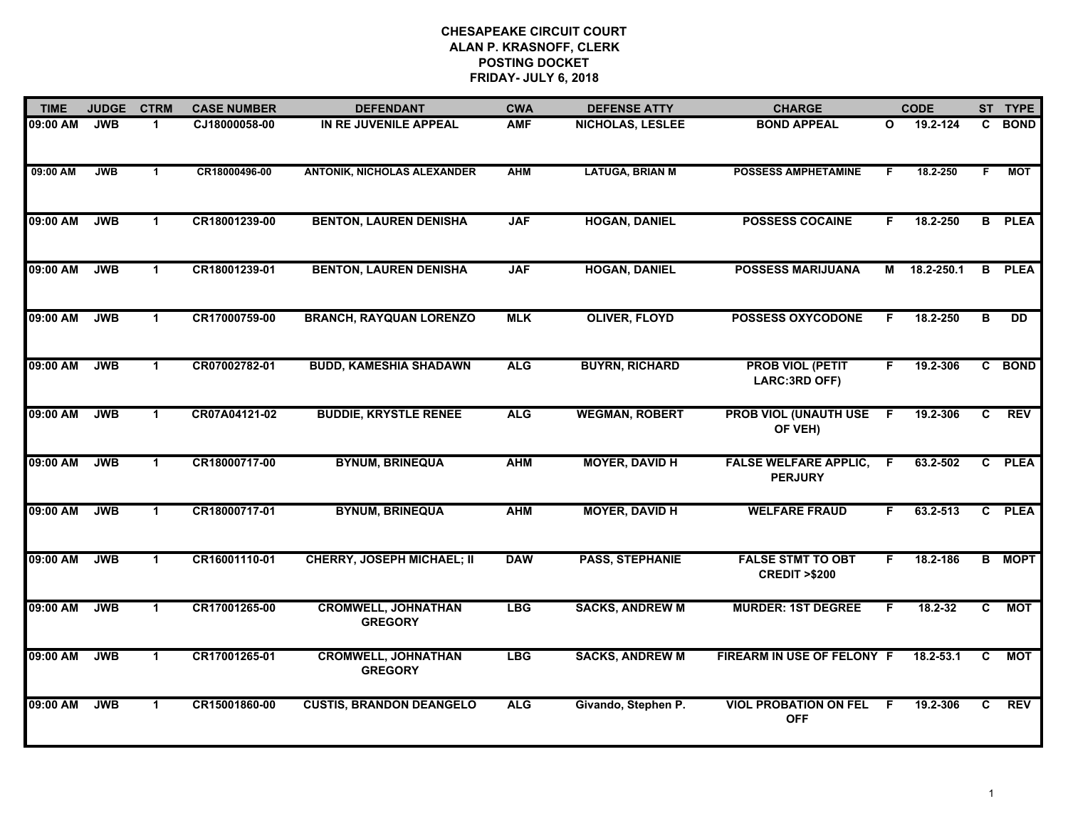# CHESAPEAKE CIRCUIT COURT
## ALAN P. KRASNOFF, CLERK
## POSTING DOCKET
## FRIDAY- JULY 6, 2018

| TIME | JUDGE | CTRM | CASE NUMBER | DEFENDANT | CWA | DEFENSE ATTY | CHARGE | | CODE | ST | TYPE |
|---|---|---|---|---|---|---|---|---|---|---|---|
| 09:00 AM | JWB | 1 | CJ18000058-00 | IN RE JUVENILE APPEAL | AMF | NICHOLAS, LESLEE | BOND APPEAL | O | 19.2-124 | C | BOND |
| 09:00 AM | JWB | 1 | CR18000496-00 | ANTONIK, NICHOLAS ALEXANDER | AHM | LATUGA, BRIAN M | POSSESS AMPHETAMINE | F | 18.2-250 | F | MOT |
| 09:00 AM | JWB | 1 | CR18001239-00 | BENTON, LAUREN DENISHA | JAF | HOGAN, DANIEL | POSSESS COCAINE | F | 18.2-250 | B | PLEA |
| 09:00 AM | JWB | 1 | CR18001239-01 | BENTON, LAUREN DENISHA | JAF | HOGAN, DANIEL | POSSESS MARIJUANA | M | 18.2-250.1 | B | PLEA |
| 09:00 AM | JWB | 1 | CR17000759-00 | BRANCH, RAYQUAN LORENZO | MLK | OLIVER, FLOYD | POSSESS OXYCODONE | F | 18.2-250 | B | DD |
| 09:00 AM | JWB | 1 | CR07002782-01 | BUDD, KAMESHIA SHADAWN | ALG | BUYRN, RICHARD | PROB VIOL (PETIT LARC:3RD OFF) | F | 19.2-306 | C | BOND |
| 09:00 AM | JWB | 1 | CR07A04121-02 | BUDDIE, KRYSTLE RENEE | ALG | WEGMAN, ROBERT | PROB VIOL (UNAUTH USE OF VEH) | F | 19.2-306 | C | REV |
| 09:00 AM | JWB | 1 | CR18000717-00 | BYNUM, BRINEQUA | AHM | MOYER, DAVID H | FALSE WELFARE APPLIC, PERJURY | F | 63.2-502 | C | PLEA |
| 09:00 AM | JWB | 1 | CR18000717-01 | BYNUM, BRINEQUA | AHM | MOYER, DAVID H | WELFARE FRAUD | F | 63.2-513 | C | PLEA |
| 09:00 AM | JWB | 1 | CR16001110-01 | CHERRY, JOSEPH MICHAEL; II | DAW | PASS, STEPHANIE | FALSE STMT TO OBT CREDIT >$200 | F | 18.2-186 | B | MOPT |
| 09:00 AM | JWB | 1 | CR17001265-00 | CROMWELL, JOHNATHAN GREGORY | LBG | SACKS, ANDREW M | MURDER: 1ST DEGREE | F | 18.2-32 | C | MOT |
| 09:00 AM | JWB | 1 | CR17001265-01 | CROMWELL, JOHNATHAN GREGORY | LBG | SACKS, ANDREW M | FIREARM IN USE OF FELONY | F | 18.2-53.1 | C | MOT |
| 09:00 AM | JWB | 1 | CR15001860-00 | CUSTIS, BRANDON DEANGELO | ALG | Givando, Stephen P. | VIOL PROBATION ON FEL OFF | F | 19.2-306 | C | REV |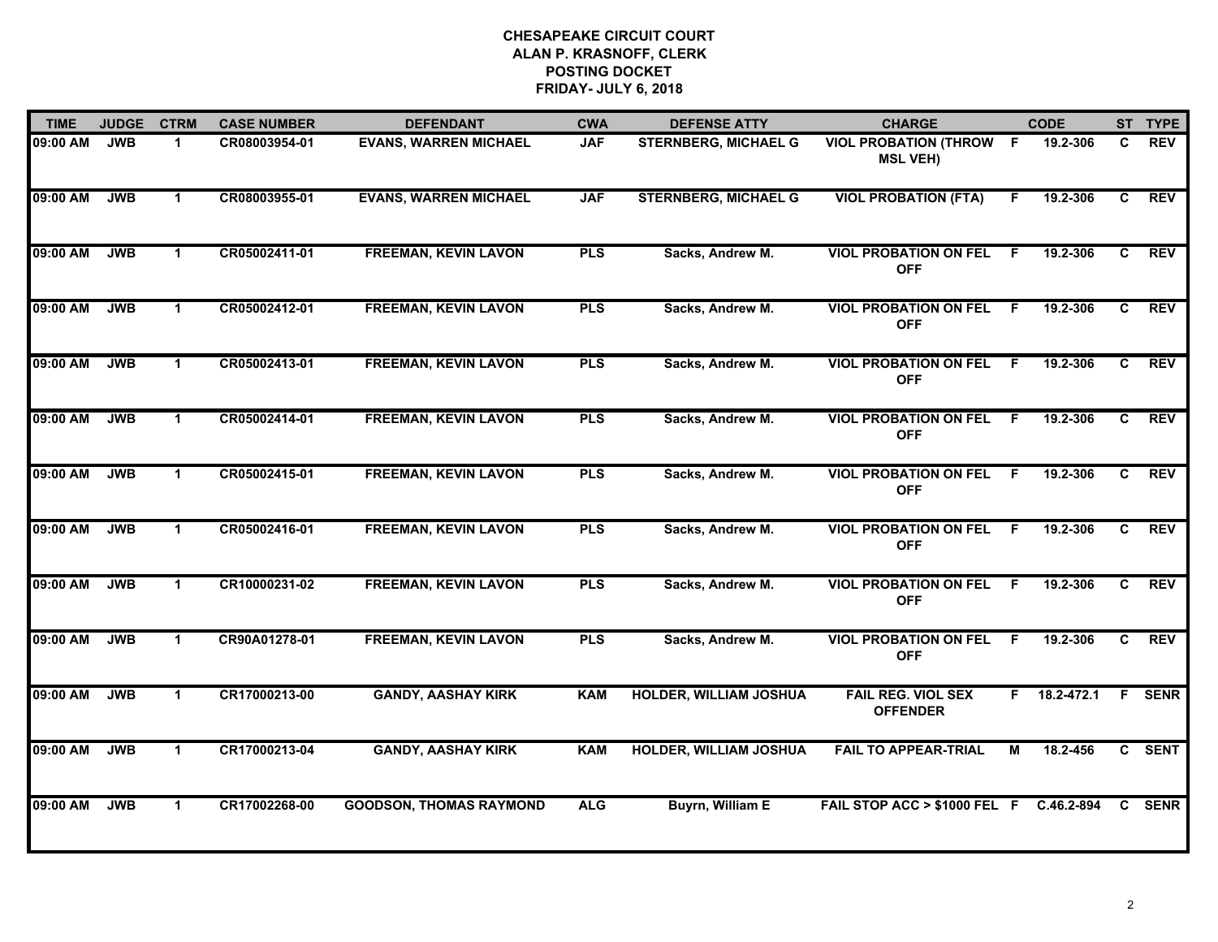**CHESAPEAKE CIRCUIT COURT**
**ALAN P. KRASNOFF, CLERK**
**POSTING DOCKET**
**FRIDAY- JULY 6, 2018**

| TIME | JUDGE | CTRM | CASE NUMBER | DEFENDANT | CWA | DEFENSE ATTY | CHARGE | | CODE | ST | TYPE |
|---|---|---|---|---|---|---|---|---|---|---|---|
| 09:00 AM | JWB | 1 | CR08003954-01 | EVANS, WARREN MICHAEL | JAF | STERNBERG, MICHAEL G | VIOL PROBATION (THROW MSL VEH) | F | 19.2-306 | C | REV |
| 09:00 AM | JWB | 1 | CR08003955-01 | EVANS, WARREN MICHAEL | JAF | STERNBERG, MICHAEL G | VIOL PROBATION (FTA) | F | 19.2-306 | C | REV |
| 09:00 AM | JWB | 1 | CR05002411-01 | FREEMAN, KEVIN LAVON | PLS | Sacks, Andrew M. | VIOL PROBATION ON FEL OFF | F | 19.2-306 | C | REV |
| 09:00 AM | JWB | 1 | CR05002412-01 | FREEMAN, KEVIN LAVON | PLS | Sacks, Andrew M. | VIOL PROBATION ON FEL OFF | F | 19.2-306 | C | REV |
| 09:00 AM | JWB | 1 | CR05002413-01 | FREEMAN, KEVIN LAVON | PLS | Sacks, Andrew M. | VIOL PROBATION ON FEL OFF | F | 19.2-306 | C | REV |
| 09:00 AM | JWB | 1 | CR05002414-01 | FREEMAN, KEVIN LAVON | PLS | Sacks, Andrew M. | VIOL PROBATION ON FEL OFF | F | 19.2-306 | C | REV |
| 09:00 AM | JWB | 1 | CR05002415-01 | FREEMAN, KEVIN LAVON | PLS | Sacks, Andrew M. | VIOL PROBATION ON FEL OFF | F | 19.2-306 | C | REV |
| 09:00 AM | JWB | 1 | CR05002416-01 | FREEMAN, KEVIN LAVON | PLS | Sacks, Andrew M. | VIOL PROBATION ON FEL OFF | F | 19.2-306 | C | REV |
| 09:00 AM | JWB | 1 | CR10000231-02 | FREEMAN, KEVIN LAVON | PLS | Sacks, Andrew M. | VIOL PROBATION ON FEL OFF | F | 19.2-306 | C | REV |
| 09:00 AM | JWB | 1 | CR90A01278-01 | FREEMAN, KEVIN LAVON | PLS | Sacks, Andrew M. | VIOL PROBATION ON FEL OFF | F | 19.2-306 | C | REV |
| 09:00 AM | JWB | 1 | CR17000213-00 | GANDY, AASHAY KIRK | KAM | HOLDER, WILLIAM JOSHUA | FAIL REG. VIOL SEX OFFENDER | F | 18.2-472.1 | F | SENR |
| 09:00 AM | JWB | 1 | CR17000213-04 | GANDY, AASHAY KIRK | KAM | HOLDER, WILLIAM JOSHUA | FAIL TO APPEAR-TRIAL | M | 18.2-456 | C | SENT |
| 09:00 AM | JWB | 1 | CR17002268-00 | GOODSON, THOMAS RAYMOND | ALG | Buyrn, William E | FAIL STOP ACC > $1000 FEL | F | C.46.2-894 | C | SENR |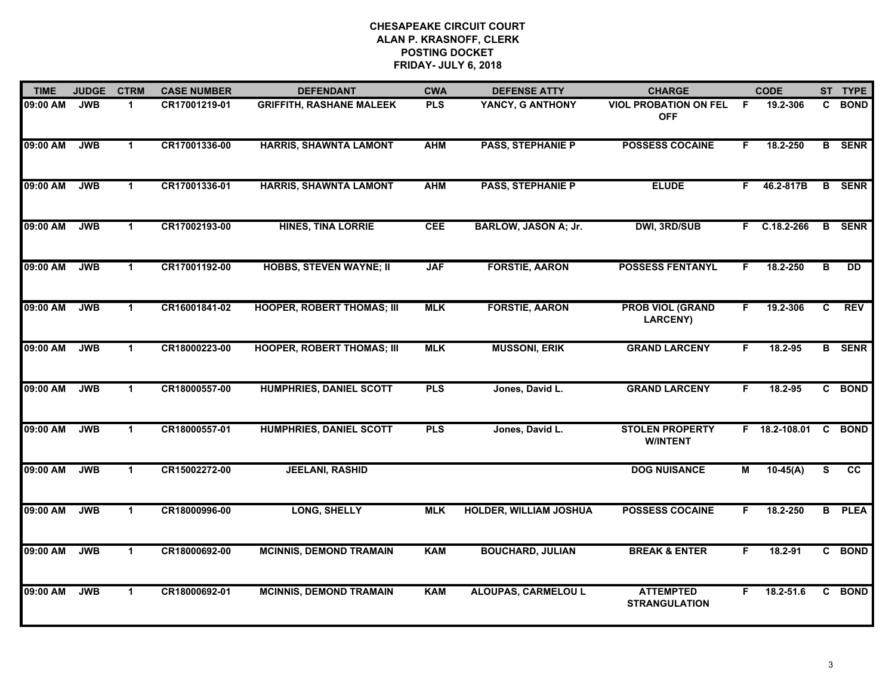# CHESAPEAKE CIRCUIT COURT
## ALAN P. KRASNOFF, CLERK
## POSTING DOCKET
## FRIDAY- JULY 6, 2018

| TIME | JUDGE | CTRM | CASE NUMBER | DEFENDANT | CWA | DEFENSE ATTY | CHARGE | | CODE | ST | TYPE |
|---|---|---|---|---|---|---|---|---|---|---|---|
| 09:00 AM | JWB | 1 | CR17001219-01 | GRIFFITH, RASHANE MALEEK | PLS | YANCY, G ANTHONY | VIOL PROBATION ON FEL OFF | F | 19.2-306 | C | BOND |
| 09:00 AM | JWB | 1 | CR17001336-00 | HARRIS, SHAWNTA LAMONT | AHM | PASS, STEPHANIE P | POSSESS COCAINE | F | 18.2-250 | B | SENR |
| 09:00 AM | JWB | 1 | CR17001336-01 | HARRIS, SHAWNTA LAMONT | AHM | PASS, STEPHANIE P | ELUDE | F | 46.2-817B | B | SENR |
| 09:00 AM | JWB | 1 | CR17002193-00 | HINES, TINA LORRIE | CEE | BARLOW, JASON A; Jr. | DWI, 3RD/SUB | F | C.18.2-266 | B | SENR |
| 09:00 AM | JWB | 1 | CR17001192-00 | HOBBS, STEVEN WAYNE; II | JAF | FORSTIE, AARON | POSSESS FENTANYL | F | 18.2-250 | B | DD |
| 09:00 AM | JWB | 1 | CR16001841-02 | HOOPER, ROBERT THOMAS; III | MLK | FORSTIE, AARON | PROB VIOL (GRAND LARCENY) | F | 19.2-306 | C | REV |
| 09:00 AM | JWB | 1 | CR18000223-00 | HOOPER, ROBERT THOMAS; III | MLK | MUSSONI, ERIK | GRAND LARCENY | F | 18.2-95 | B | SENR |
| 09:00 AM | JWB | 1 | CR18000557-00 | HUMPHRIES, DANIEL SCOTT | PLS | Jones, David L. | GRAND LARCENY | F | 18.2-95 | C | BOND |
| 09:00 AM | JWB | 1 | CR18000557-01 | HUMPHRIES, DANIEL SCOTT | PLS | Jones, David L. | STOLEN PROPERTY W/INTENT | F | 18.2-108.01 | C | BOND |
| 09:00 AM | JWB | 1 | CR15002272-00 | JEELANI, RASHID | | | DOG NUISANCE | M | 10-45(A) | S | CC |
| 09:00 AM | JWB | 1 | CR18000996-00 | LONG, SHELLY | MLK | HOLDER, WILLIAM JOSHUA | POSSESS COCAINE | F | 18.2-250 | B | PLEA |
| 09:00 AM | JWB | 1 | CR18000692-00 | MCINNIS, DEMOND TRAMAIN | KAM | BOUCHARD, JULIAN | BREAK & ENTER | F | 18.2-91 | C | BOND |
| 09:00 AM | JWB | 1 | CR18000692-01 | MCINNIS, DEMOND TRAMAIN | KAM | ALOUPAS, CARMELOU L | ATTEMPTED STRANGULATION | F | 18.2-51.6 | C | BOND |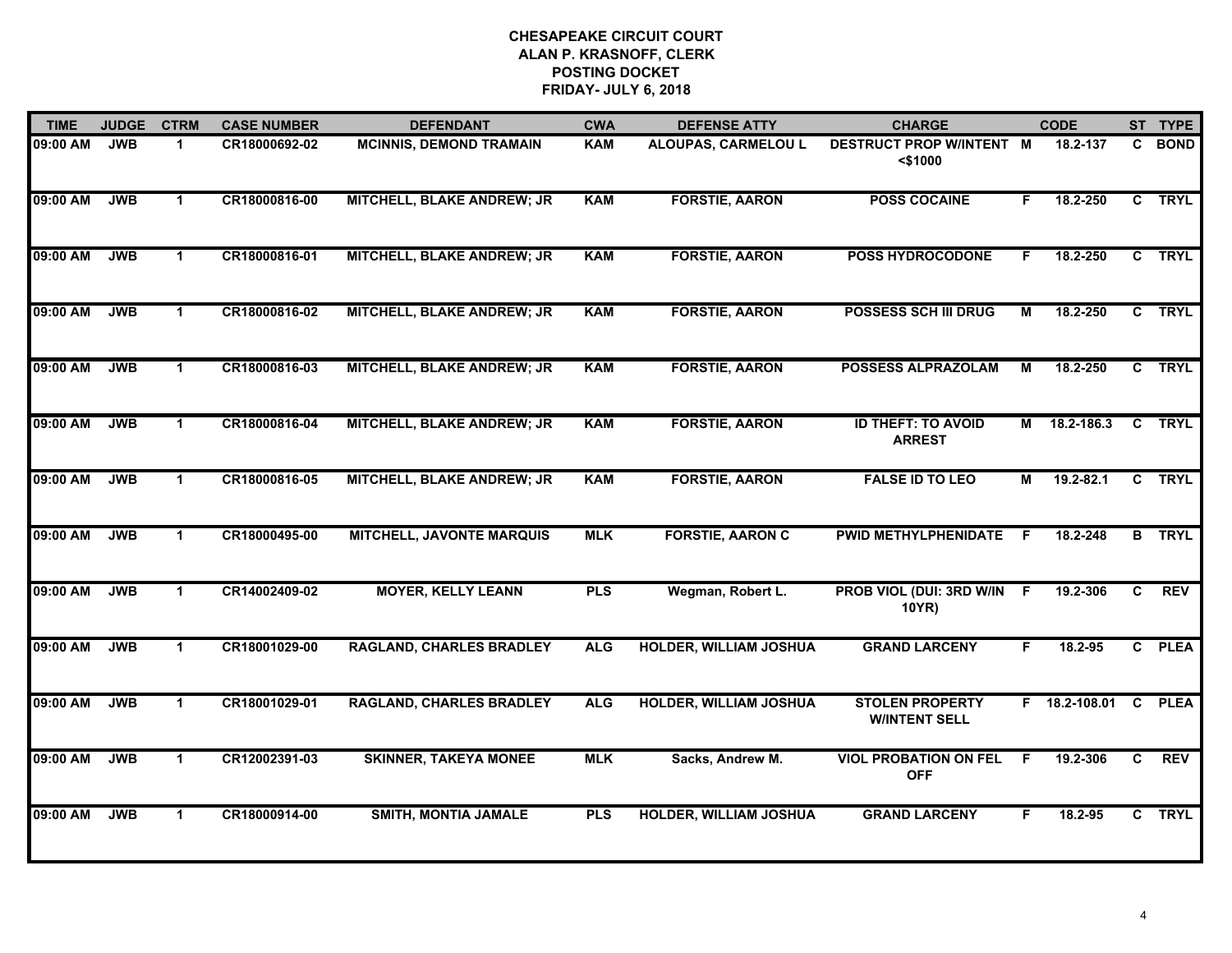**CHESAPEAKE CIRCUIT COURT**
**ALAN P. KRASNOFF, CLERK**
**POSTING DOCKET**
**FRIDAY- JULY 6, 2018**

| TIME | JUDGE | CTRM | CASE NUMBER | DEFENDANT | CWA | DEFENSE ATTY | CHARGE | | CODE | ST | TYPE |
|---|---|---|---|---|---|---|---|---|---|---|---|
| 09:00 AM | JWB | 1 | CR18000692-02 | MCINNIS, DEMOND TRAMAIN | KAM | ALOUPAS, CARMELOU L | DESTRUCT PROP W/INTENT <$1000 | M | 18.2-137 | C | BOND |
| 09:00 AM | JWB | 1 | CR18000816-00 | MITCHELL, BLAKE ANDREW; JR | KAM | FORSTIE, AARON | POSS COCAINE | F | 18.2-250 | C | TRYL |
| 09:00 AM | JWB | 1 | CR18000816-01 | MITCHELL, BLAKE ANDREW; JR | KAM | FORSTIE, AARON | POSS HYDROCODONE | F | 18.2-250 | C | TRYL |
| 09:00 AM | JWB | 1 | CR18000816-02 | MITCHELL, BLAKE ANDREW; JR | KAM | FORSTIE, AARON | POSSESS SCH III DRUG | M | 18.2-250 | C | TRYL |
| 09:00 AM | JWB | 1 | CR18000816-03 | MITCHELL, BLAKE ANDREW; JR | KAM | FORSTIE, AARON | POSSESS ALPRAZOLAM | M | 18.2-250 | C | TRYL |
| 09:00 AM | JWB | 1 | CR18000816-04 | MITCHELL, BLAKE ANDREW; JR | KAM | FORSTIE, AARON | ID THEFT: TO AVOID ARREST | M | 18.2-186.3 | C | TRYL |
| 09:00 AM | JWB | 1 | CR18000816-05 | MITCHELL, BLAKE ANDREW; JR | KAM | FORSTIE, AARON | FALSE ID TO LEO | M | 19.2-82.1 | C | TRYL |
| 09:00 AM | JWB | 1 | CR18000495-00 | MITCHELL, JAVONTE MARQUIS | MLK | FORSTIE, AARON C | PWID METHYLPHENIDATE | F | 18.2-248 | B | TRYL |
| 09:00 AM | JWB | 1 | CR14002409-02 | MOYER, KELLY LEANN | PLS | Wegman, Robert L. | PROB VIOL (DUI: 3RD W/IN 10YR) | F | 19.2-306 | C | REV |
| 09:00 AM | JWB | 1 | CR18001029-00 | RAGLAND, CHARLES BRADLEY | ALG | HOLDER, WILLIAM JOSHUA | GRAND LARCENY | F | 18.2-95 | C | PLEA |
| 09:00 AM | JWB | 1 | CR18001029-01 | RAGLAND, CHARLES BRADLEY | ALG | HOLDER, WILLIAM JOSHUA | STOLEN PROPERTY W/INTENT SELL | F | 18.2-108.01 | C | PLEA |
| 09:00 AM | JWB | 1 | CR12002391-03 | SKINNER, TAKEYA MONEE | MLK | Sacks, Andrew M. | VIOL PROBATION ON FEL OFF | F | 19.2-306 | C | REV |
| 09:00 AM | JWB | 1 | CR18000914-00 | SMITH, MONTIA JAMALE | PLS | HOLDER, WILLIAM JOSHUA | GRAND LARCENY | F | 18.2-95 | C | TRYL |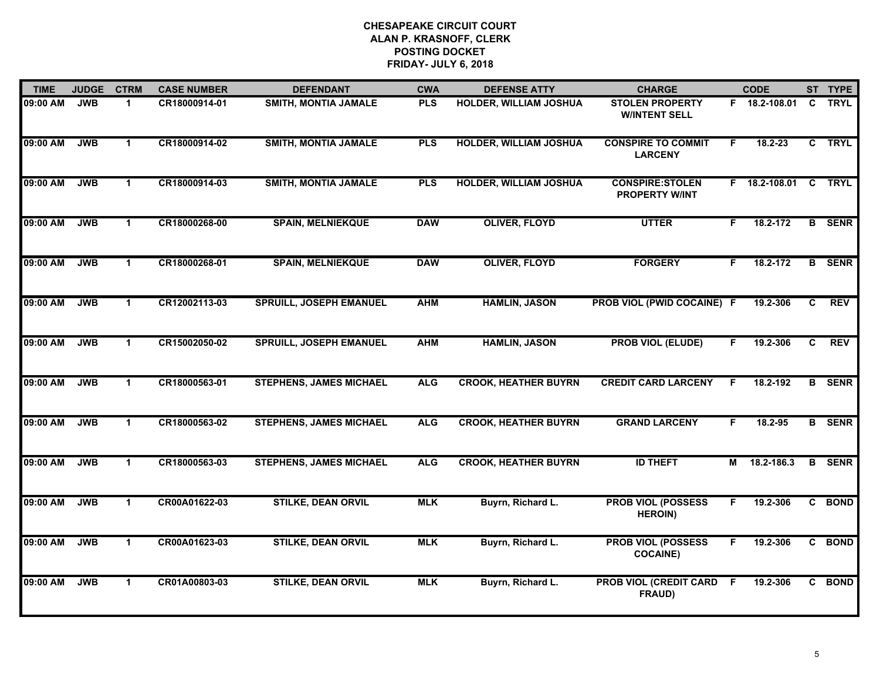**CHESAPEAKE CIRCUIT COURT**
**ALAN P. KRASNOFF, CLERK**
**POSTING DOCKET**
**FRIDAY- JULY 6, 2018**

| TIME | JUDGE | CTRM | CASE NUMBER | DEFENDANT | CWA | DEFENSE ATTY | CHARGE | | CODE | ST | TYPE |
|---|---|---|---|---|---|---|---|---|---|---|---|
| 09:00 AM | JWB | 1 | CR18000914-01 | SMITH, MONTIA JAMALE | PLS | HOLDER, WILLIAM JOSHUA | STOLEN PROPERTY W/INTENT SELL | F | 18.2-108.01 | C | TRYL |
| 09:00 AM | JWB | 1 | CR18000914-02 | SMITH, MONTIA JAMALE | PLS | HOLDER, WILLIAM JOSHUA | CONSPIRE TO COMMIT LARCENY | F | 18.2-23 | C | TRYL |
| 09:00 AM | JWB | 1 | CR18000914-03 | SMITH, MONTIA JAMALE | PLS | HOLDER, WILLIAM JOSHUA | CONSPIRE:STOLEN PROPERTY W/INT | F | 18.2-108.01 | C | TRYL |
| 09:00 AM | JWB | 1 | CR18000268-00 | SPAIN, MELNIEKQUE | DAW | OLIVER, FLOYD | UTTER | F | 18.2-172 | B | SENR |
| 09:00 AM | JWB | 1 | CR18000268-01 | SPAIN, MELNIEKQUE | DAW | OLIVER, FLOYD | FORGERY | F | 18.2-172 | B | SENR |
| 09:00 AM | JWB | 1 | CR12002113-03 | SPRUILL, JOSEPH EMANUEL | AHM | HAMLIN, JASON | PROB VIOL (PWID COCAINE) | F | 19.2-306 | C | REV |
| 09:00 AM | JWB | 1 | CR15002050-02 | SPRUILL, JOSEPH EMANUEL | AHM | HAMLIN, JASON | PROB VIOL (ELUDE) | F | 19.2-306 | C | REV |
| 09:00 AM | JWB | 1 | CR18000563-01 | STEPHENS, JAMES MICHAEL | ALG | CROOK, HEATHER BUYRN | CREDIT CARD LARCENY | F | 18.2-192 | B | SENR |
| 09:00 AM | JWB | 1 | CR18000563-02 | STEPHENS, JAMES MICHAEL | ALG | CROOK, HEATHER BUYRN | GRAND LARCENY | F | 18.2-95 | B | SENR |
| 09:00 AM | JWB | 1 | CR18000563-03 | STEPHENS, JAMES MICHAEL | ALG | CROOK, HEATHER BUYRN | ID THEFT | M | 18.2-186.3 | B | SENR |
| 09:00 AM | JWB | 1 | CR00A01622-03 | STILKE, DEAN ORVIL | MLK | Buyrn, Richard L. | PROB VIOL (POSSESS HEROIN) | F | 19.2-306 | C | BOND |
| 09:00 AM | JWB | 1 | CR00A01623-03 | STILKE, DEAN ORVIL | MLK | Buyrn, Richard L. | PROB VIOL (POSSESS COCAINE) | F | 19.2-306 | C | BOND |
| 09:00 AM | JWB | 1 | CR01A00803-03 | STILKE, DEAN ORVIL | MLK | Buyrn, Richard L. | PROB VIOL (CREDIT CARD FRAUD) | F | 19.2-306 | C | BOND |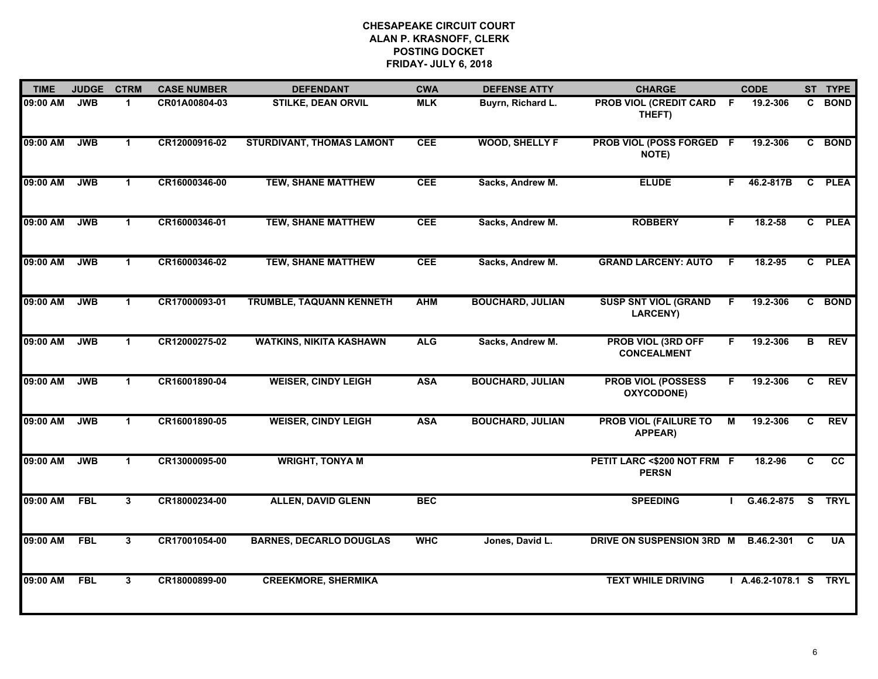**CHESAPEAKE CIRCUIT COURT**
**ALAN P. KRASNOFF, CLERK**
**POSTING DOCKET**
**FRIDAY- JULY 6, 2018**

| TIME | JUDGE | CTRM | CASE NUMBER | DEFENDANT | CWA | DEFENSE ATTY | CHARGE | | CODE | ST | TYPE |
|---|---|---|---|---|---|---|---|---|---|---|---|
| 09:00 AM | JWB | 1 | CR01A00804-03 | STILKE, DEAN ORVIL | MLK | Buyrn, Richard L. | PROB VIOL (CREDIT CARD THEFT) | F | 19.2-306 | C | BOND |
| 09:00 AM | JWB | 1 | CR12000916-02 | STURDIVANT, THOMAS LAMONT | CEE | WOOD, SHELLY F | PROB VIOL (POSS FORGED NOTE) | F | 19.2-306 | C | BOND |
| 09:00 AM | JWB | 1 | CR16000346-00 | TEW, SHANE MATTHEW | CEE | Sacks, Andrew M. | ELUDE | F | 46.2-817B | C | PLEA |
| 09:00 AM | JWB | 1 | CR16000346-01 | TEW, SHANE MATTHEW | CEE | Sacks, Andrew M. | ROBBERY | F | 18.2-58 | C | PLEA |
| 09:00 AM | JWB | 1 | CR16000346-02 | TEW, SHANE MATTHEW | CEE | Sacks, Andrew M. | GRAND LARCENY: AUTO | F | 18.2-95 | C | PLEA |
| 09:00 AM | JWB | 1 | CR17000093-01 | TRUMBLE, TAQUANN KENNETH | AHM | BOUCHARD, JULIAN | SUSP SNT VIOL (GRAND LARCENY) | F | 19.2-306 | C | BOND |
| 09:00 AM | JWB | 1 | CR12000275-02 | WATKINS, NIKITA KASHAWN | ALG | Sacks, Andrew M. | PROB VIOL (3RD OFF CONCEALMENT | F | 19.2-306 | B | REV |
| 09:00 AM | JWB | 1 | CR16001890-04 | WEISER, CINDY LEIGH | ASA | BOUCHARD, JULIAN | PROB VIOL (POSSESS OXYCODONE) | F | 19.2-306 | C | REV |
| 09:00 AM | JWB | 1 | CR16001890-05 | WEISER, CINDY LEIGH | ASA | BOUCHARD, JULIAN | PROB VIOL (FAILURE TO APPEAR) | M | 19.2-306 | C | REV |
| 09:00 AM | JWB | 1 | CR13000095-00 | WRIGHT, TONYA M | | | PETIT LARC <$200 NOT FRM PERSN | F | 18.2-96 | C | CC |
| 09:00 AM | FBL | 3 | CR18000234-00 | ALLEN, DAVID GLENN | BEC | | SPEEDING | I | G.46.2-875 | S | TRYL |
| 09:00 AM | FBL | 3 | CR17001054-00 | BARNES, DECARLO DOUGLAS | WHC | Jones, David L. | DRIVE ON SUSPENSION 3RD | M | B.46.2-301 | C | UA |
| 09:00 AM | FBL | 3 | CR18000899-00 | CREEKMORE, SHERMIKA | | | TEXT WHILE DRIVING | I | A.46.2-1078.1 | S | TRYL |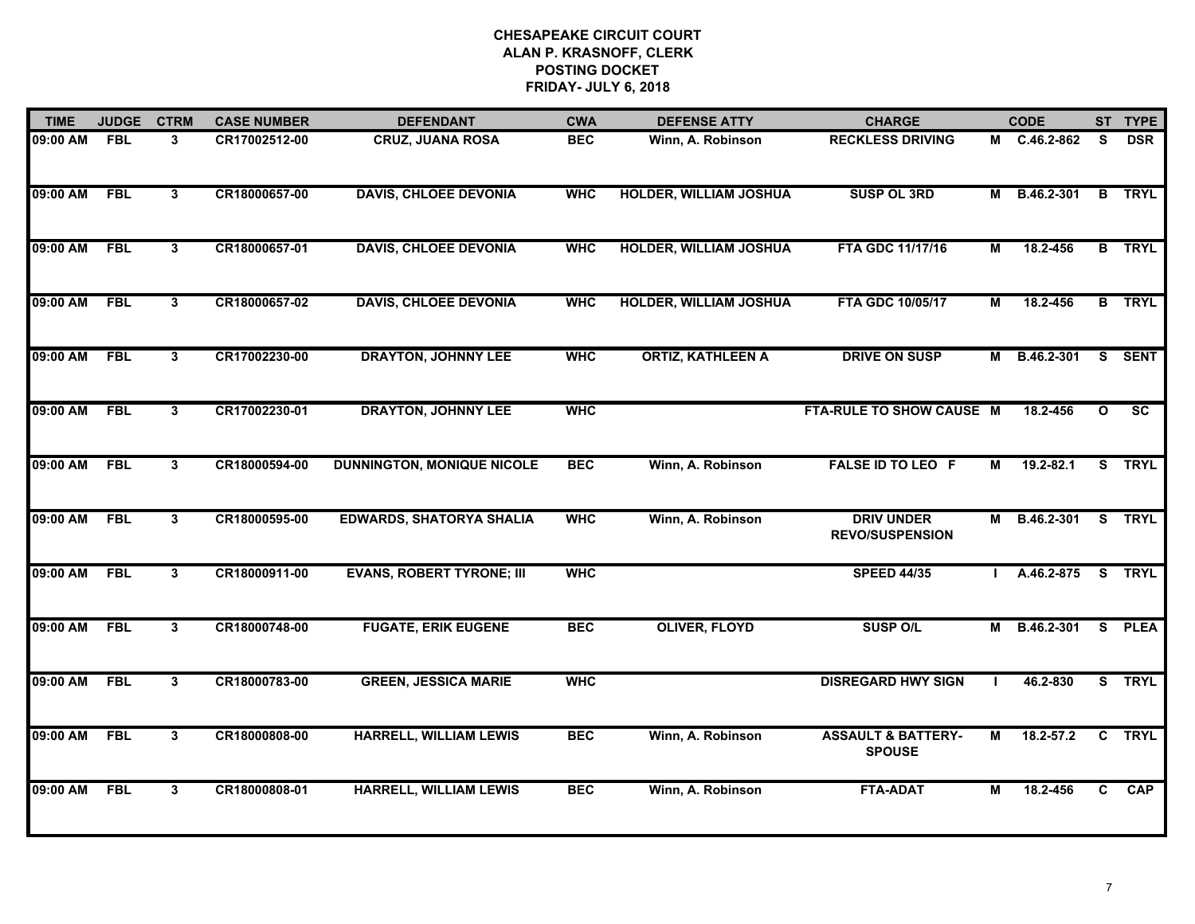# CHESAPEAKE CIRCUIT COURT
## ALAN P. KRASNOFF, CLERK
## POSTING DOCKET
## FRIDAY- JULY 6, 2018

| TIME | JUDGE | CTRM | CASE NUMBER | DEFENDANT | CWA | DEFENSE ATTY | CHARGE | | CODE | ST | TYPE |
|---|---|---|---|---|---|---|---|---|---|---|---|
| 09:00 AM | FBL | 3 | CR17002512-00 | CRUZ, JUANA ROSA | BEC | Winn, A. Robinson | RECKLESS DRIVING | M | C.46.2-862 | S | DSR |
| 09:00 AM | FBL | 3 | CR18000657-00 | DAVIS, CHLOEE DEVONIA | WHC | HOLDER, WILLIAM JOSHUA | SUSP OL 3RD | M | B.46.2-301 | B | TRYL |
| 09:00 AM | FBL | 3 | CR18000657-01 | DAVIS, CHLOEE DEVONIA | WHC | HOLDER, WILLIAM JOSHUA | FTA GDC 11/17/16 | M | 18.2-456 | B | TRYL |
| 09:00 AM | FBL | 3 | CR18000657-02 | DAVIS, CHLOEE DEVONIA | WHC | HOLDER, WILLIAM JOSHUA | FTA GDC 10/05/17 | M | 18.2-456 | B | TRYL |
| 09:00 AM | FBL | 3 | CR17002230-00 | DRAYTON, JOHNNY LEE | WHC | ORTIZ, KATHLEEN A | DRIVE ON SUSP | M | B.46.2-301 | S | SENT |
| 09:00 AM | FBL | 3 | CR17002230-01 | DRAYTON, JOHNNY LEE | WHC | | FTA-RULE TO SHOW CAUSE | M | 18.2-456 | O | SC |
| 09:00 AM | FBL | 3 | CR18000594-00 | DUNNINGTON, MONIQUE NICOLE | BEC | Winn, A. Robinson | FALSE ID TO LEO F | M | 19.2-82.1 | S | TRYL |
| 09:00 AM | FBL | 3 | CR18000595-00 | EDWARDS, SHATORYA SHALIA | WHC | Winn, A. Robinson | DRIV UNDER REVO/SUSPENSION | M | B.46.2-301 | S | TRYL |
| 09:00 AM | FBL | 3 | CR18000911-00 | EVANS, ROBERT TYRONE; III | WHC | | SPEED 44/35 | I | A.46.2-875 | S | TRYL |
| 09:00 AM | FBL | 3 | CR18000748-00 | FUGATE, ERIK EUGENE | BEC | OLIVER, FLOYD | SUSP O/L | M | B.46.2-301 | S | PLEA |
| 09:00 AM | FBL | 3 | CR18000783-00 | GREEN, JESSICA MARIE | WHC | | DISREGARD HWY SIGN | I | 46.2-830 | S | TRYL |
| 09:00 AM | FBL | 3 | CR18000808-00 | HARRELL, WILLIAM LEWIS | BEC | Winn, A. Robinson | ASSAULT & BATTERY-SPOUSE | M | 18.2-57.2 | C | TRYL |
| 09:00 AM | FBL | 3 | CR18000808-01 | HARRELL, WILLIAM LEWIS | BEC | Winn, A. Robinson | FTA-ADAT | M | 18.2-456 | C | CAP |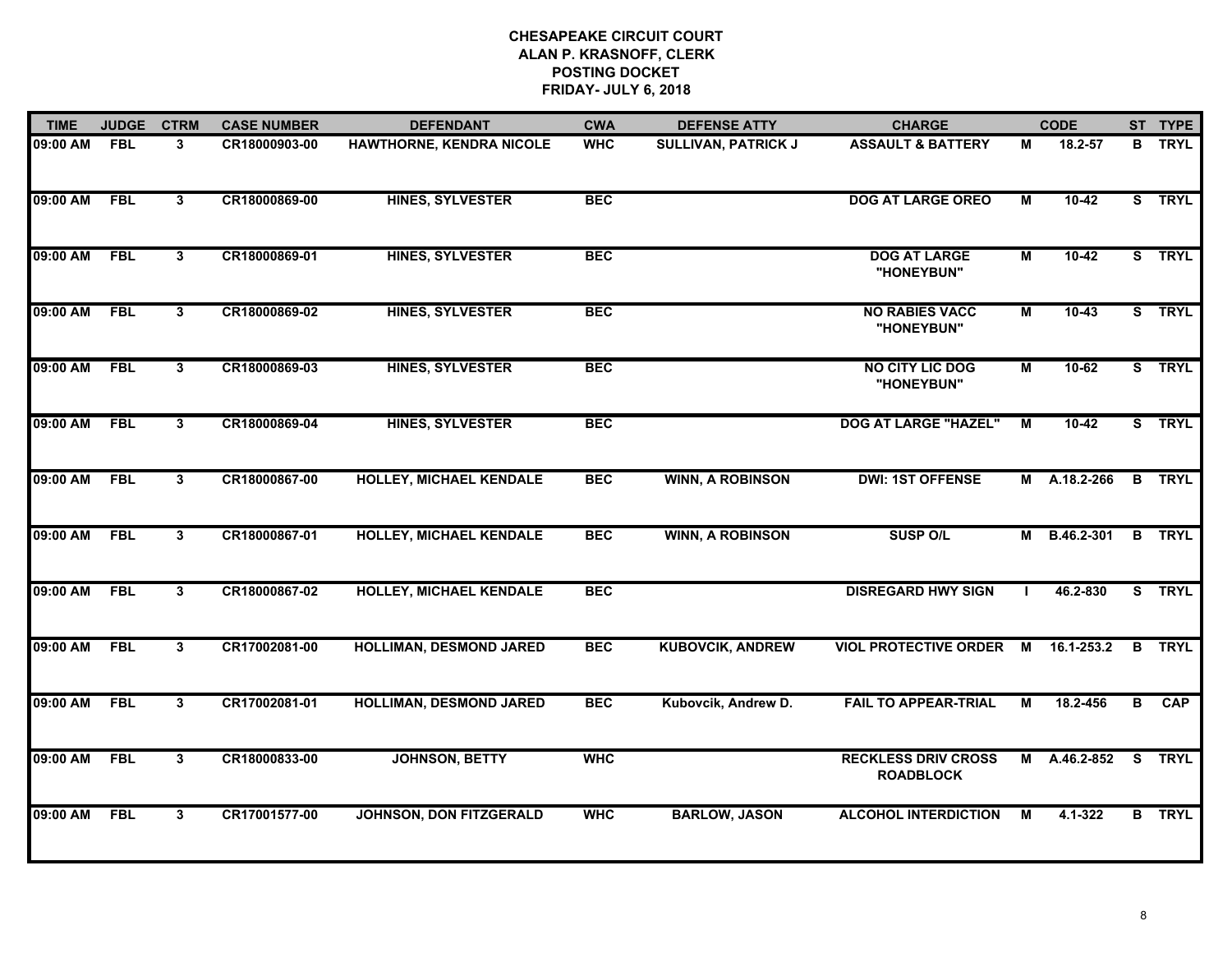**CHESAPEAKE CIRCUIT COURT**
**ALAN P. KRASNOFF, CLERK**
**POSTING DOCKET**
**FRIDAY- JULY 6, 2018**

| TIME | JUDGE | CTRM | CASE NUMBER | DEFENDANT | CWA | DEFENSE ATTY | CHARGE | | CODE | ST | TYPE |
|---|---|---|---|---|---|---|---|---|---|---|---|
| 09:00 AM | FBL | 3 | CR18000903-00 | HAWTHORNE, KENDRA NICOLE | WHC | SULLIVAN, PATRICK J | ASSAULT & BATTERY | M | 18.2-57 | B | TRYL |
| 09:00 AM | FBL | 3 | CR18000869-00 | HINES, SYLVESTER | BEC | | DOG AT LARGE OREO | M | 10-42 | S | TRYL |
| 09:00 AM | FBL | 3 | CR18000869-01 | HINES, SYLVESTER | BEC | | DOG AT LARGE "HONEYBUN" | M | 10-42 | S | TRYL |
| 09:00 AM | FBL | 3 | CR18000869-02 | HINES, SYLVESTER | BEC | | NO RABIES VACC "HONEYBUN" | M | 10-43 | S | TRYL |
| 09:00 AM | FBL | 3 | CR18000869-03 | HINES, SYLVESTER | BEC | | NO CITY LIC DOG "HONEYBUN" | M | 10-62 | S | TRYL |
| 09:00 AM | FBL | 3 | CR18000869-04 | HINES, SYLVESTER | BEC | | DOG AT LARGE "HAZEL" | M | 10-42 | S | TRYL |
| 09:00 AM | FBL | 3 | CR18000867-00 | HOLLEY, MICHAEL KENDALE | BEC | WINN, A ROBINSON | DWI: 1ST OFFENSE | M | A.18.2-266 | B | TRYL |
| 09:00 AM | FBL | 3 | CR18000867-01 | HOLLEY, MICHAEL KENDALE | BEC | WINN, A ROBINSON | SUSP O/L | M | B.46.2-301 | B | TRYL |
| 09:00 AM | FBL | 3 | CR18000867-02 | HOLLEY, MICHAEL KENDALE | BEC | | DISREGARD HWY SIGN | I | 46.2-830 | S | TRYL |
| 09:00 AM | FBL | 3 | CR17002081-00 | HOLLIMAN, DESMOND JARED | BEC | KUBOVCIK, ANDREW | VIOL PROTECTIVE ORDER | M | 16.1-253.2 | B | TRYL |
| 09:00 AM | FBL | 3 | CR17002081-01 | HOLLIMAN, DESMOND JARED | BEC | Kubovcik, Andrew D. | FAIL TO APPEAR-TRIAL | M | 18.2-456 | B | CAP |
| 09:00 AM | FBL | 3 | CR18000833-00 | JOHNSON, BETTY | WHC | | RECKLESS DRIV CROSS ROADBLOCK | M | A.46.2-852 | S | TRYL |
| 09:00 AM | FBL | 3 | CR17001577-00 | JOHNSON, DON FITZGERALD | WHC | BARLOW, JASON | ALCOHOL INTERDICTION | M | 4.1-322 | B | TRYL |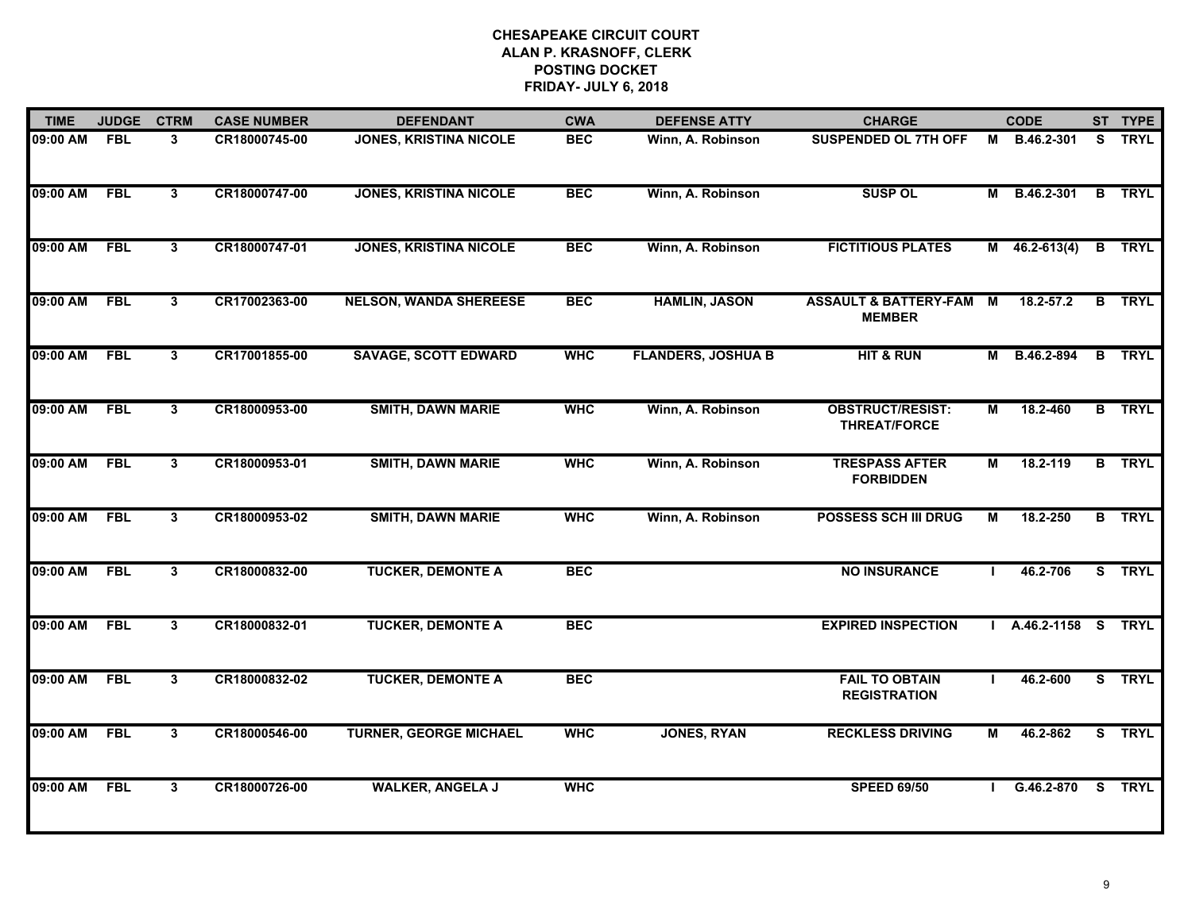**CHESAPEAKE CIRCUIT COURT**
**ALAN P. KRASNOFF, CLERK**
**POSTING DOCKET**
**FRIDAY- JULY 6, 2018**

| TIME | JUDGE | CTRM | CASE NUMBER | DEFENDANT | CWA | DEFENSE ATTY | CHARGE | | CODE | ST | TYPE |
|---|---|---|---|---|---|---|---|---|---|---|---|
| 09:00 AM | FBL | 3 | CR18000745-00 | JONES, KRISTINA NICOLE | BEC | Winn, A. Robinson | SUSPENDED OL 7TH OFF | M | B.46.2-301 | S | TRYL |
| 09:00 AM | FBL | 3 | CR18000747-00 | JONES, KRISTINA NICOLE | BEC | Winn, A. Robinson | SUSP OL | M | B.46.2-301 | B | TRYL |
| 09:00 AM | FBL | 3 | CR18000747-01 | JONES, KRISTINA NICOLE | BEC | Winn, A. Robinson | FICTITIOUS PLATES | M | 46.2-613(4) | B | TRYL |
| 09:00 AM | FBL | 3 | CR17002363-00 | NELSON, WANDA SHEREESE | BEC | HAMLIN, JASON | ASSAULT & BATTERY-FAM MEMBER | M | 18.2-57.2 | B | TRYL |
| 09:00 AM | FBL | 3 | CR17001855-00 | SAVAGE, SCOTT EDWARD | WHC | FLANDERS, JOSHUA B | HIT & RUN | M | B.46.2-894 | B | TRYL |
| 09:00 AM | FBL | 3 | CR18000953-00 | SMITH, DAWN MARIE | WHC | Winn, A. Robinson | OBSTRUCT/RESIST: THREAT/FORCE | M | 18.2-460 | B | TRYL |
| 09:00 AM | FBL | 3 | CR18000953-01 | SMITH, DAWN MARIE | WHC | Winn, A. Robinson | TRESPASS AFTER FORBIDDEN | M | 18.2-119 | B | TRYL |
| 09:00 AM | FBL | 3 | CR18000953-02 | SMITH, DAWN MARIE | WHC | Winn, A. Robinson | POSSESS SCH III DRUG | M | 18.2-250 | B | TRYL |
| 09:00 AM | FBL | 3 | CR18000832-00 | TUCKER, DEMONTE A | BEC | | NO INSURANCE | I | 46.2-706 | S | TRYL |
| 09:00 AM | FBL | 3 | CR18000832-01 | TUCKER, DEMONTE A | BEC | | EXPIRED INSPECTION | I | A.46.2-1158 | S | TRYL |
| 09:00 AM | FBL | 3 | CR18000832-02 | TUCKER, DEMONTE A | BEC | | FAIL TO OBTAIN REGISTRATION | I | 46.2-600 | S | TRYL |
| 09:00 AM | FBL | 3 | CR18000546-00 | TURNER, GEORGE MICHAEL | WHC | JONES, RYAN | RECKLESS DRIVING | M | 46.2-862 | S | TRYL |
| 09:00 AM | FBL | 3 | CR18000726-00 | WALKER, ANGELA J | WHC | | SPEED 69/50 | I | G.46.2-870 | S | TRYL |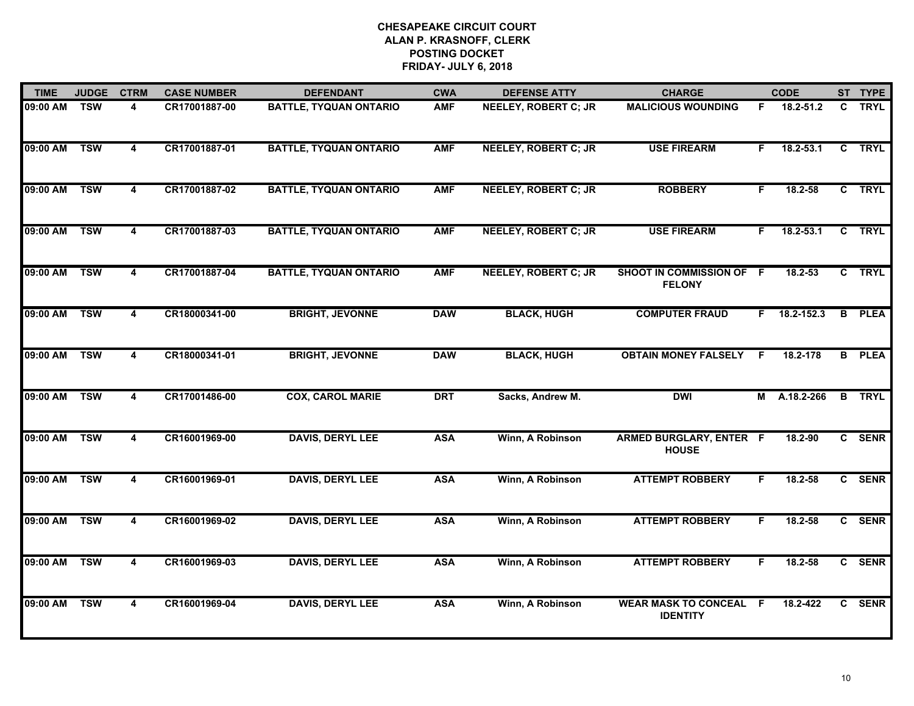# CHESAPEAKE CIRCUIT COURT
## ALAN P. KRASNOFF, CLERK
## POSTING DOCKET
## FRIDAY- JULY 6, 2018

| TIME | JUDGE | CTRM | CASE NUMBER | DEFENDANT | CWA | DEFENSE ATTY | CHARGE | | CODE | ST | TYPE |
|---|---|---|---|---|---|---|---|---|---|---|---|
| 09:00 AM | TSW | 4 | CR17001887-00 | BATTLE, TYQUAN ONTARIO | AMF | NEELEY, ROBERT C; JR | MALICIOUS WOUNDING | F | 18.2-51.2 | C | TRYL |
| 09:00 AM | TSW | 4 | CR17001887-01 | BATTLE, TYQUAN ONTARIO | AMF | NEELEY, ROBERT C; JR | USE FIREARM | F | 18.2-53.1 | C | TRYL |
| 09:00 AM | TSW | 4 | CR17001887-02 | BATTLE, TYQUAN ONTARIO | AMF | NEELEY, ROBERT C; JR | ROBBERY | F | 18.2-58 | C | TRYL |
| 09:00 AM | TSW | 4 | CR17001887-03 | BATTLE, TYQUAN ONTARIO | AMF | NEELEY, ROBERT C; JR | USE FIREARM | F | 18.2-53.1 | C | TRYL |
| 09:00 AM | TSW | 4 | CR17001887-04 | BATTLE, TYQUAN ONTARIO | AMF | NEELEY, ROBERT C; JR | SHOOT IN COMMISSION OF FELONY | F | 18.2-53 | C | TRYL |
| 09:00 AM | TSW | 4 | CR18000341-00 | BRIGHT, JEVONNE | DAW | BLACK, HUGH | COMPUTER FRAUD | F | 18.2-152.3 | B | PLEA |
| 09:00 AM | TSW | 4 | CR18000341-01 | BRIGHT, JEVONNE | DAW | BLACK, HUGH | OBTAIN MONEY FALSELY | F | 18.2-178 | B | PLEA |
| 09:00 AM | TSW | 4 | CR17001486-00 | COX, CAROL MARIE | DRT | Sacks, Andrew M. | DWI | M | A.18.2-266 | B | TRYL |
| 09:00 AM | TSW | 4 | CR16001969-00 | DAVIS, DERYL LEE | ASA | Winn, A Robinson | ARMED BURGLARY, ENTER HOUSE | F | 18.2-90 | C | SENR |
| 09:00 AM | TSW | 4 | CR16001969-01 | DAVIS, DERYL LEE | ASA | Winn, A Robinson | ATTEMPT ROBBERY | F | 18.2-58 | C | SENR |
| 09:00 AM | TSW | 4 | CR16001969-02 | DAVIS, DERYL LEE | ASA | Winn, A Robinson | ATTEMPT ROBBERY | F | 18.2-58 | C | SENR |
| 09:00 AM | TSW | 4 | CR16001969-03 | DAVIS, DERYL LEE | ASA | Winn, A Robinson | ATTEMPT ROBBERY | F | 18.2-58 | C | SENR |
| 09:00 AM | TSW | 4 | CR16001969-04 | DAVIS, DERYL LEE | ASA | Winn, A Robinson | WEAR MASK TO CONCEAL IDENTITY | F | 18.2-422 | C | SENR |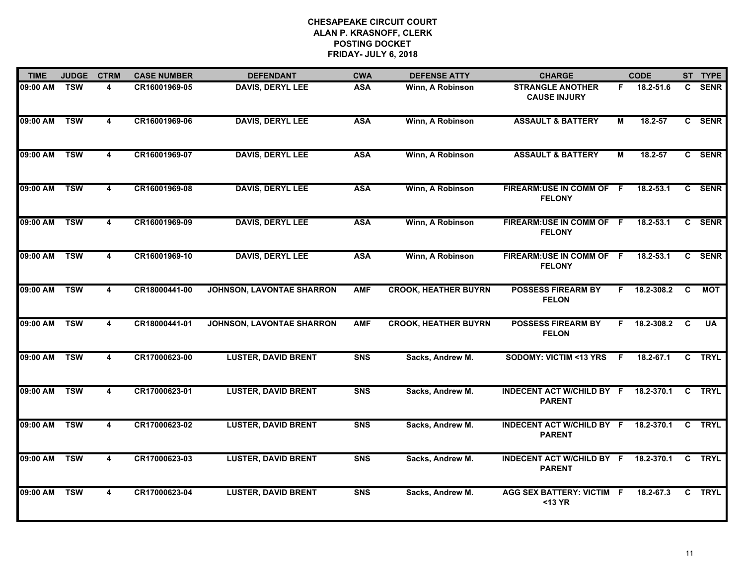**CHESAPEAKE CIRCUIT COURT**
**ALAN P. KRASNOFF, CLERK**
**POSTING DOCKET**
**FRIDAY- JULY 6, 2018**

| TIME | JUDGE | CTRM | CASE NUMBER | DEFENDANT | CWA | DEFENSE ATTY | CHARGE | | CODE | ST | TYPE |
|---|---|---|---|---|---|---|---|---|---|---|---|
| 09:00 AM | TSW | 4 | CR16001969-05 | DAVIS, DERYL LEE | ASA | Winn, A Robinson | STRANGLE ANOTHER CAUSE INJURY | F | 18.2-51.6 | C | SENR |
| 09:00 AM | TSW | 4 | CR16001969-06 | DAVIS, DERYL LEE | ASA | Winn, A Robinson | ASSAULT & BATTERY | M | 18.2-57 | C | SENR |
| 09:00 AM | TSW | 4 | CR16001969-07 | DAVIS, DERYL LEE | ASA | Winn, A Robinson | ASSAULT & BATTERY | M | 18.2-57 | C | SENR |
| 09:00 AM | TSW | 4 | CR16001969-08 | DAVIS, DERYL LEE | ASA | Winn, A Robinson | FIREARM:USE IN COMM OF FELONY | F | 18.2-53.1 | C | SENR |
| 09:00 AM | TSW | 4 | CR16001969-09 | DAVIS, DERYL LEE | ASA | Winn, A Robinson | FIREARM:USE IN COMM OF FELONY | F | 18.2-53.1 | C | SENR |
| 09:00 AM | TSW | 4 | CR16001969-10 | DAVIS, DERYL LEE | ASA | Winn, A Robinson | FIREARM:USE IN COMM OF FELONY | F | 18.2-53.1 | C | SENR |
| 09:00 AM | TSW | 4 | CR18000441-00 | JOHNSON, LAVONTAE SHARRON | AMF | CROOK, HEATHER BUYRN | POSSESS FIREARM BY FELON | F | 18.2-308.2 | C | MOT |
| 09:00 AM | TSW | 4 | CR18000441-01 | JOHNSON, LAVONTAE SHARRON | AMF | CROOK, HEATHER BUYRN | POSSESS FIREARM BY FELON | F | 18.2-308.2 | C | UA |
| 09:00 AM | TSW | 4 | CR17000623-00 | LUSTER, DAVID BRENT | SNS | Sacks, Andrew M. | SODOMY: VICTIM <13 YRS | F | 18.2-67.1 | C | TRYL |
| 09:00 AM | TSW | 4 | CR17000623-01 | LUSTER, DAVID BRENT | SNS | Sacks, Andrew M. | INDECENT ACT W/CHILD BY PARENT | F | 18.2-370.1 | C | TRYL |
| 09:00 AM | TSW | 4 | CR17000623-02 | LUSTER, DAVID BRENT | SNS | Sacks, Andrew M. | INDECENT ACT W/CHILD BY PARENT | F | 18.2-370.1 | C | TRYL |
| 09:00 AM | TSW | 4 | CR17000623-03 | LUSTER, DAVID BRENT | SNS | Sacks, Andrew M. | INDECENT ACT W/CHILD BY PARENT | F | 18.2-370.1 | C | TRYL |
| 09:00 AM | TSW | 4 | CR17000623-04 | LUSTER, DAVID BRENT | SNS | Sacks, Andrew M. | AGG SEX BATTERY: VICTIM <13 YR | F | 18.2-67.3 | C | TRYL |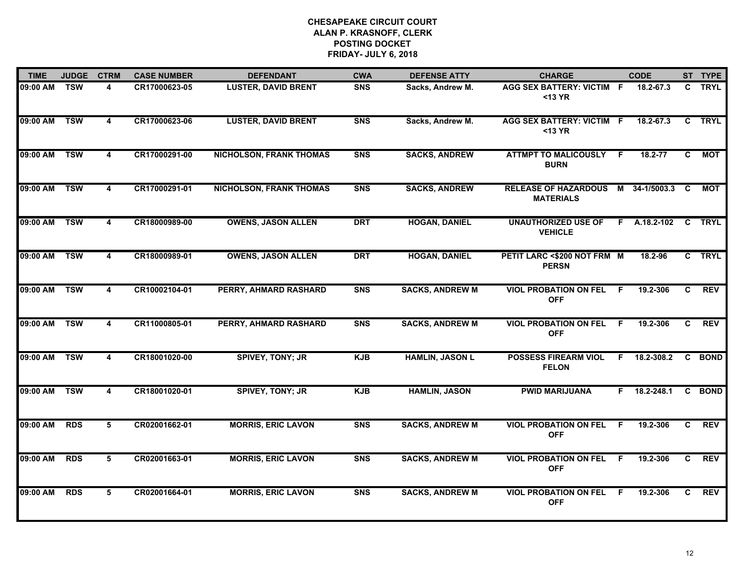**CHESAPEAKE CIRCUIT COURT**
**ALAN P. KRASNOFF, CLERK**
**POSTING DOCKET**
**FRIDAY- JULY 6, 2018**

| TIME | JUDGE | CTRM | CASE NUMBER | DEFENDANT | CWA | DEFENSE ATTY | CHARGE | | CODE | ST | TYPE |
|---|---|---|---|---|---|---|---|---|---|---|---|
| 09:00 AM | TSW | 4 | CR17000623-05 | LUSTER, DAVID BRENT | SNS | Sacks, Andrew M. | AGG SEX BATTERY: VICTIM <13 YR | F | 18.2-67.3 | C | TRYL |
| 09:00 AM | TSW | 4 | CR17000623-06 | LUSTER, DAVID BRENT | SNS | Sacks, Andrew M. | AGG SEX BATTERY: VICTIM <13 YR | F | 18.2-67.3 | C | TRYL |
| 09:00 AM | TSW | 4 | CR17000291-00 | NICHOLSON, FRANK THOMAS | SNS | SACKS, ANDREW | ATTMPT TO MALICOUSLY BURN | F | 18.2-77 | C | MOT |
| 09:00 AM | TSW | 4 | CR17000291-01 | NICHOLSON, FRANK THOMAS | SNS | SACKS, ANDREW | RELEASE OF HAZARDOUS MATERIALS | M | 34-1/5003.3 | C | MOT |
| 09:00 AM | TSW | 4 | CR18000989-00 | OWENS, JASON ALLEN | DRT | HOGAN, DANIEL | UNAUTHORIZED USE OF VEHICLE | F | A.18.2-102 | C | TRYL |
| 09:00 AM | TSW | 4 | CR18000989-01 | OWENS, JASON ALLEN | DRT | HOGAN, DANIEL | PETIT LARC <$200 NOT FRM PERSN | M | 18.2-96 | C | TRYL |
| 09:00 AM | TSW | 4 | CR10002104-01 | PERRY, AHMARD RASHARD | SNS | SACKS, ANDREW M | VIOL PROBATION ON FEL OFF | F | 19.2-306 | C | REV |
| 09:00 AM | TSW | 4 | CR11000805-01 | PERRY, AHMARD RASHARD | SNS | SACKS, ANDREW M | VIOL PROBATION ON FEL OFF | F | 19.2-306 | C | REV |
| 09:00 AM | TSW | 4 | CR18001020-00 | SPIVEY, TONY; JR | KJB | HAMLIN, JASON L | POSSESS FIREARM VIOL FELON | F | 18.2-308.2 | C | BOND |
| 09:00 AM | TSW | 4 | CR18001020-01 | SPIVEY, TONY; JR | KJB | HAMLIN, JASON | PWID MARIJUANA | F | 18.2-248.1 | C | BOND |
| 09:00 AM | RDS | 5 | CR02001662-01 | MORRIS, ERIC LAVON | SNS | SACKS, ANDREW M | VIOL PROBATION ON FEL OFF | F | 19.2-306 | C | REV |
| 09:00 AM | RDS | 5 | CR02001663-01 | MORRIS, ERIC LAVON | SNS | SACKS, ANDREW M | VIOL PROBATION ON FEL OFF | F | 19.2-306 | C | REV |
| 09:00 AM | RDS | 5 | CR02001664-01 | MORRIS, ERIC LAVON | SNS | SACKS, ANDREW M | VIOL PROBATION ON FEL OFF | F | 19.2-306 | C | REV |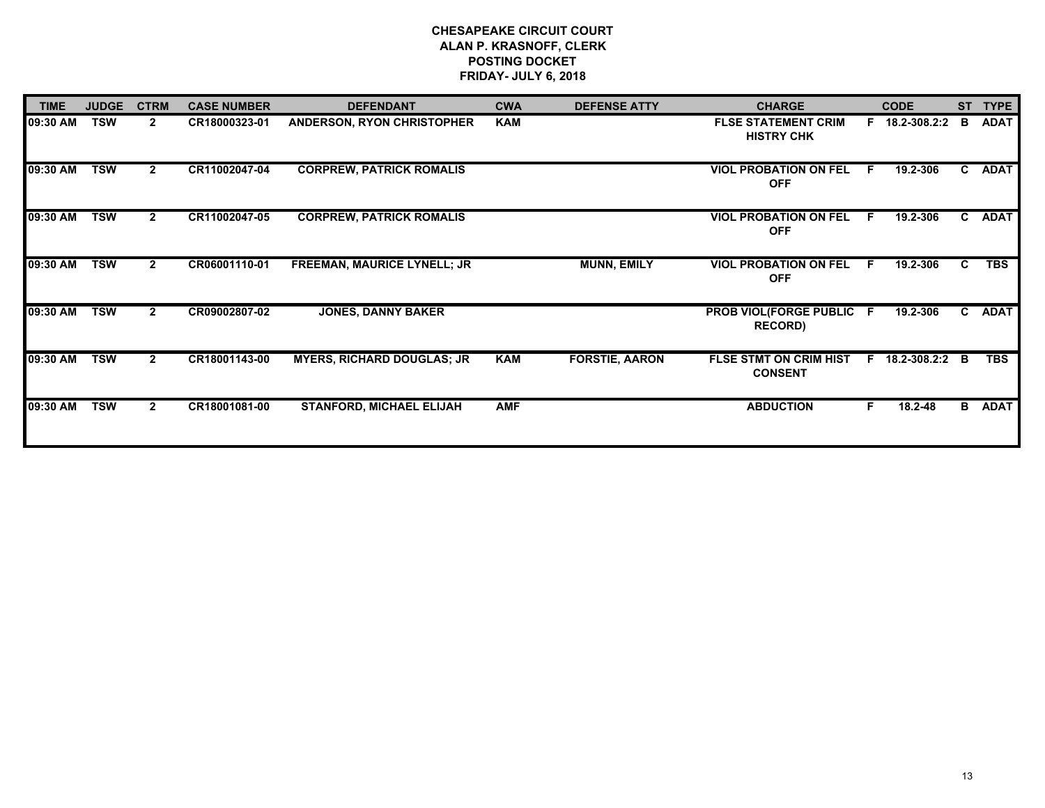**CHESAPEAKE CIRCUIT COURT**
**ALAN P. KRASNOFF, CLERK**
**POSTING DOCKET**
**FRIDAY- JULY 6, 2018**

| TIME | JUDGE | CTRM | CASE NUMBER | DEFENDANT | CWA | DEFENSE ATTY | CHARGE | | CODE | ST | TYPE |
|---|---|---|---|---|---|---|---|---|---|---|---|
| 09:30 AM | TSW | 2 | CR18000323-01 | ANDERSON, RYON CHRISTOPHER | KAM | | FLSE STATEMENT CRIM HISTRY CHK | F | 18.2-308.2:2 | B | ADAT |
| 09:30 AM | TSW | 2 | CR11002047-04 | CORPREW, PATRICK ROMALIS | | | VIOL PROBATION ON FEL OFF | F | 19.2-306 | C | ADAT |
| 09:30 AM | TSW | 2 | CR11002047-05 | CORPREW, PATRICK ROMALIS | | | VIOL PROBATION ON FEL OFF | F | 19.2-306 | C | ADAT |
| 09:30 AM | TSW | 2 | CR06001110-01 | FREEMAN, MAURICE LYNELL; JR | | MUNN, EMILY | VIOL PROBATION ON FEL OFF | F | 19.2-306 | C | TBS |
| 09:30 AM | TSW | 2 | CR09002807-02 | JONES, DANNY BAKER | | | PROB VIOL(FORGE PUBLIC RECORD) | F | 19.2-306 | C | ADAT |
| 09:30 AM | TSW | 2 | CR18001143-00 | MYERS, RICHARD DOUGLAS; JR | KAM | FORSTIE, AARON | FLSE STMT ON CRIM HIST CONSENT | F | 18.2-308.2:2 | B | TBS |
| 09:30 AM | TSW | 2 | CR18001081-00 | STANFORD, MICHAEL ELIJAH | AMF | | ABDUCTION | F | 18.2-48 | B | ADAT |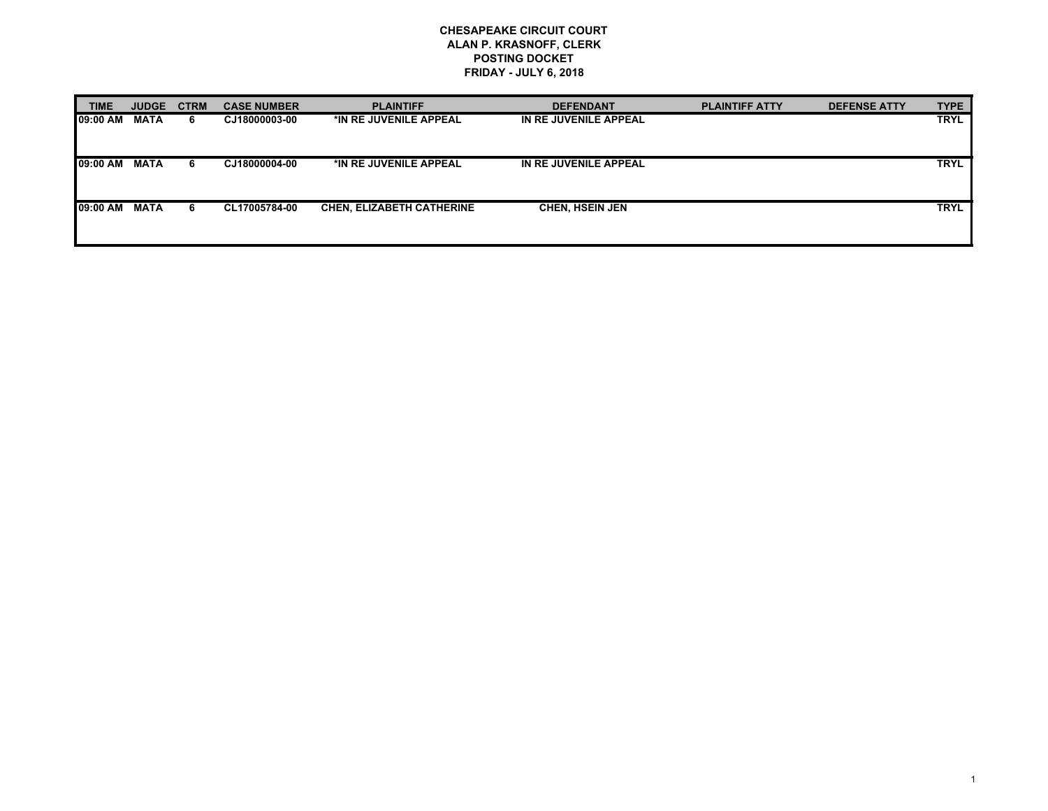**CHESAPEAKE CIRCUIT COURT**
**ALAN P. KRASNOFF, CLERK**
**POSTING DOCKET**
**FRIDAY - JULY 6, 2018**

| TIME | JUDGE | CTRM | CASE NUMBER | PLAINTIFF | DEFENDANT | PLAINTIFF ATTY | DEFENSE ATTY | TYPE |
|---|---|---|---|---|---|---|---|---|
| 09:00 AM | MATA | 6 | CJ18000003-00 | *IN RE JUVENILE APPEAL | IN RE JUVENILE APPEAL | | | TRYL |
| 09:00 AM | MATA | 6 | CJ18000004-00 | *IN RE JUVENILE APPEAL | IN RE JUVENILE APPEAL | | | TRYL |
| 09:00 AM | MATA | 6 | CL17005784-00 | CHEN, ELIZABETH CATHERINE | CHEN, HSEIN JEN | | | TRYL |